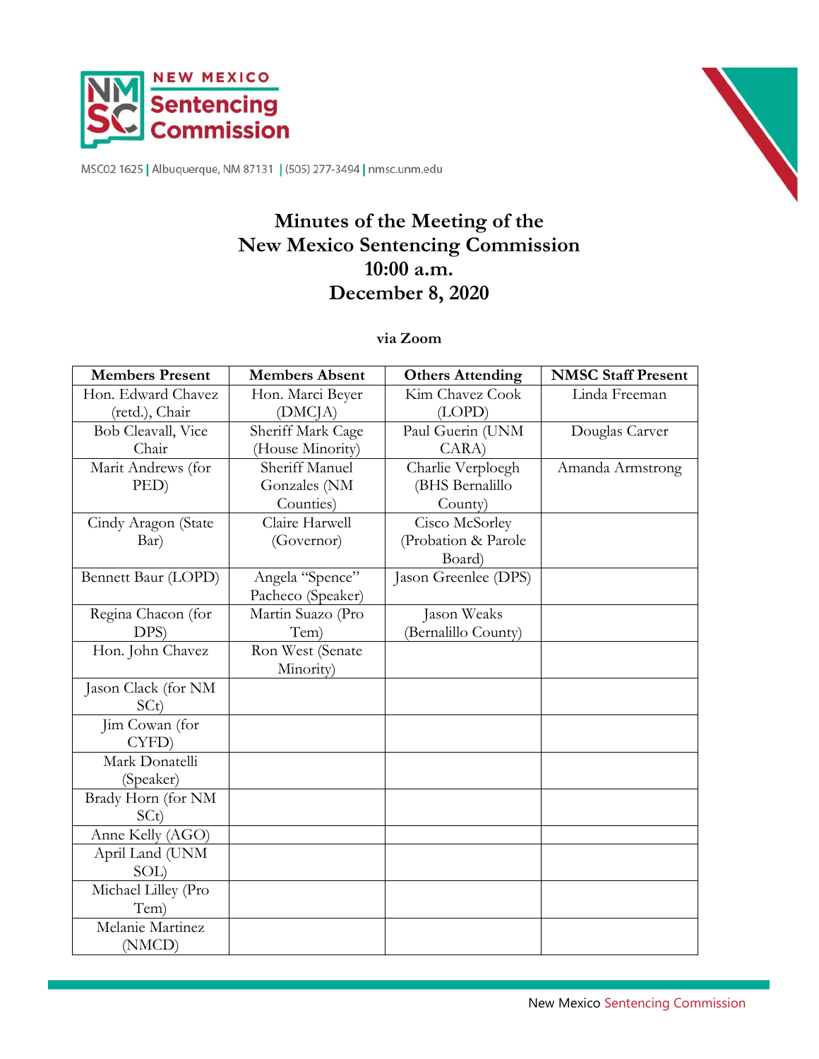NEW MEXICO
Sentencing Commission

MSC02 1625 | Albuquerque, NM 87131 | (505) 277-3494 | nmsc.unm.edu

# Minutes of the Meeting of the New Mexico Sentencing Commission
## 10:00 a.m.
## December 8, 2020

**via Zoom**

| Members Present | Members Absent | Others Attending | NMSC Staff Present |
|---|---|---|---|
| Hon. Edward Chavez (retd.), Chair | Hon. Marci Beyer (DMCJA) | Kim Chavez Cook (LOPD) | Linda Freeman |
| Bob Cleavall, Vice Chair | Sheriff Mark Cage (House Minority) | Paul Guerin (UNM CARA) | Douglas Carver |
| Marit Andrews (for PED) | Sheriff Manuel Gonzales (NM Counties) | Charlie Verploegh (BHS Bernalillo County) | Amanda Armstrong |
| Cindy Aragon (State Bar) | Claire Harwell (Governor) | Cisco McSorley (Probation & Parole Board) | |
| Bennett Baur (LOPD) | Angela "Spence" Pacheco (Speaker) | Jason Greenlee (DPS) | |
| Regina Chacon (for DPS) | Martin Suazo (Pro Tem) | Jason Weaks (Bernalillo County) | |
| Hon. John Chavez | Ron West (Senate Minority) | | |
| Jason Clack (for NM SCt) | | | |
| Jim Cowan (for CYFD) | | | |
| Mark Donatelli (Speaker) | | | |
| Brady Horn (for NM SCt) | | | |
| Anne Kelly (AGO) | | | |
| April Land (UNM SOL) | | | |
| Michael Lilley (Pro Tem) | | | |
| Melanie Martinez (NMCD) | | | |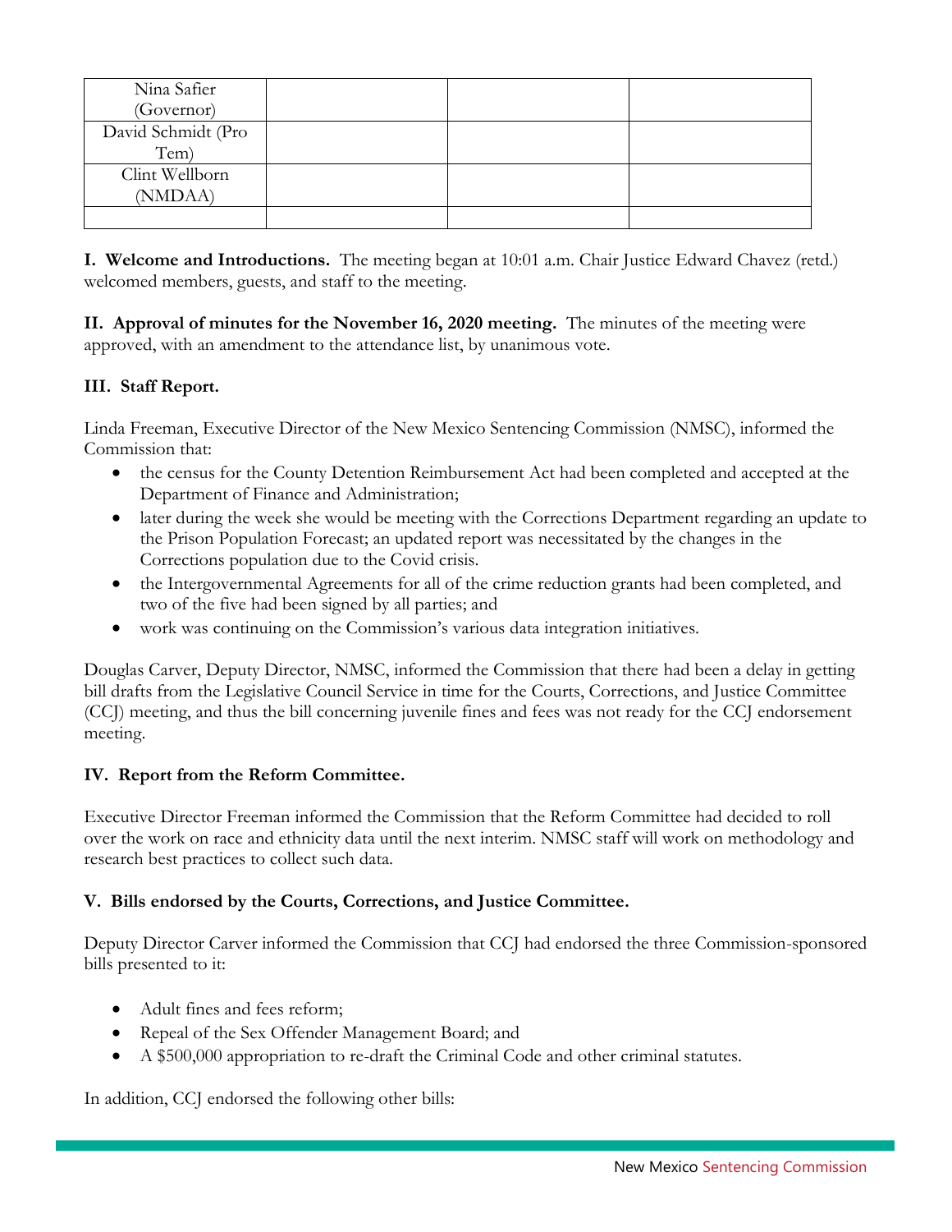| Nina Safier (Governor) | | | |
|---|---|---|---|
| David Schmidt (Pro Tem) | | | |
| Clint Wellborn (NMDAA) | | | |
| | | | |

**I. Welcome and Introductions.** The meeting began at 10:01 a.m. Chair Justice Edward Chavez (retd.) welcomed members, guests, and staff to the meeting.

**II. Approval of minutes for the November 16, 2020 meeting.** The minutes of the meeting were approved, with an amendment to the attendance list, by unanimous vote.

**III. Staff Report.**

Linda Freeman, Executive Director of the New Mexico Sentencing Commission (NMSC), informed the Commission that:

- the census for the County Detention Reimbursement Act had been completed and accepted at the Department of Finance and Administration;
- later during the week she would be meeting with the Corrections Department regarding an update to the Prison Population Forecast; an updated report was necessitated by the changes in the Corrections population due to the Covid crisis.
- the Intergovernmental Agreements for all of the crime reduction grants had been completed, and two of the five had been signed by all parties; and
- work was continuing on the Commission's various data integration initiatives.

Douglas Carver, Deputy Director, NMSC, informed the Commission that there had been a delay in getting bill drafts from the Legislative Council Service in time for the Courts, Corrections, and Justice Committee (CCJ) meeting, and thus the bill concerning juvenile fines and fees was not ready for the CCJ endorsement meeting.

**IV. Report from the Reform Committee.**

Executive Director Freeman informed the Commission that the Reform Committee had decided to roll over the work on race and ethnicity data until the next interim. NMSC staff will work on methodology and research best practices to collect such data.

**V. Bills endorsed by the Courts, Corrections, and Justice Committee.**

Deputy Director Carver informed the Commission that CCJ had endorsed the three Commission-sponsored bills presented to it:

- Adult fines and fees reform;
- Repeal of the Sex Offender Management Board; and
- A $500,000 appropriation to re-draft the Criminal Code and other criminal statutes.

In addition, CCJ endorsed the following other bills: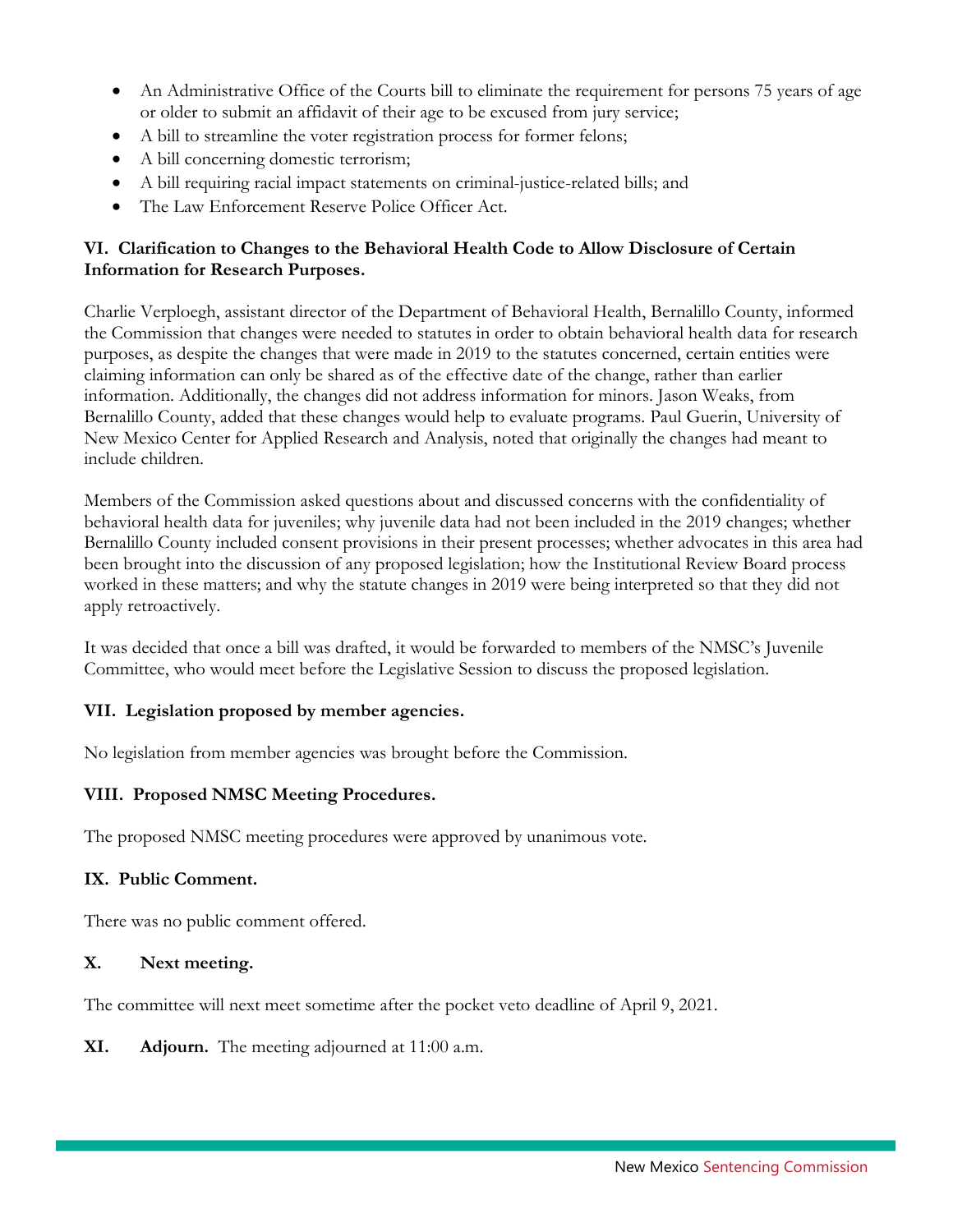- An Administrative Office of the Courts bill to eliminate the requirement for persons 75 years of age or older to submit an affidavit of their age to be excused from jury service;
- A bill to streamline the voter registration process for former felons;
- A bill concerning domestic terrorism;
- A bill requiring racial impact statements on criminal-justice-related bills; and
- The Law Enforcement Reserve Police Officer Act.

**VI. Clarification to Changes to the Behavioral Health Code to Allow Disclosure of Certain Information for Research Purposes.**

Charlie Verploegh, assistant director of the Department of Behavioral Health, Bernalillo County, informed the Commission that changes were needed to statutes in order to obtain behavioral health data for research purposes, as despite the changes that were made in 2019 to the statutes concerned, certain entities were claiming information can only be shared as of the effective date of the change, rather than earlier information. Additionally, the changes did not address information for minors. Jason Weaks, from Bernalillo County, added that these changes would help to evaluate programs. Paul Guerin, University of New Mexico Center for Applied Research and Analysis, noted that originally the changes had meant to include children.

Members of the Commission asked questions about and discussed concerns with the confidentiality of behavioral health data for juveniles; why juvenile data had not been included in the 2019 changes; whether Bernalillo County included consent provisions in their present processes; whether advocates in this area had been brought into the discussion of any proposed legislation; how the Institutional Review Board process worked in these matters; and why the statute changes in 2019 were being interpreted so that they did not apply retroactively.

It was decided that once a bill was drafted, it would be forwarded to members of the NMSC's Juvenile Committee, who would meet before the Legislative Session to discuss the proposed legislation.

**VII. Legislation proposed by member agencies.**

No legislation from member agencies was brought before the Commission.

**VIII. Proposed NMSC Meeting Procedures.**

The proposed NMSC meeting procedures were approved by unanimous vote.

**IX. Public Comment.**

There was no public comment offered.

**X. Next meeting.**

The committee will next meet sometime after the pocket veto deadline of April 9, 2021.

**XI. Adjourn.** The meeting adjourned at 11:00 a.m.